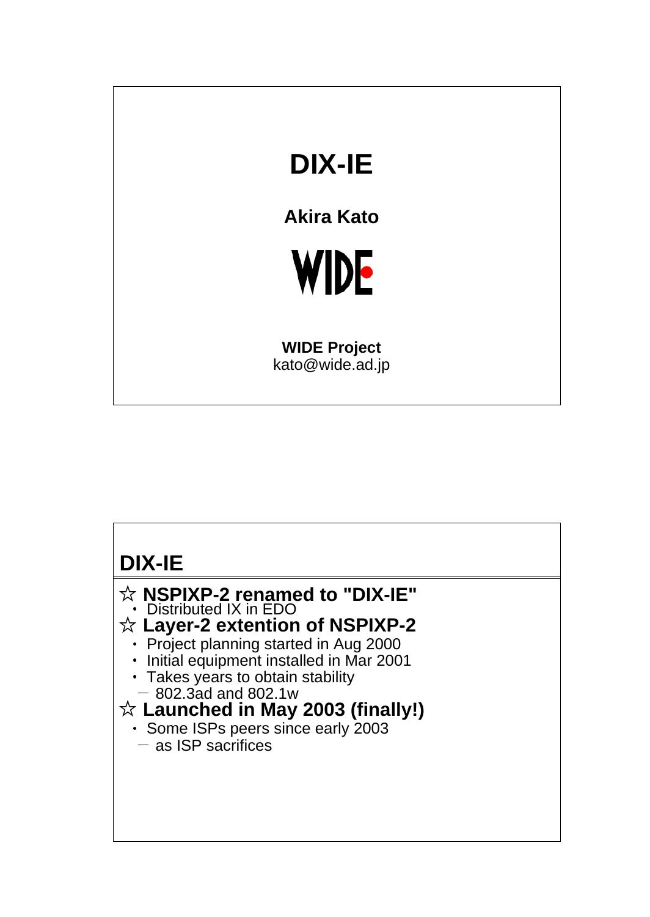# DIX-IE

**Akira Kato**

WIDE

**WIDE Project**
kato@wide.ad.jp

## DIX-IE

☆ **NSPIXP-2 renamed to "DIX-IE"**
- Distributed IX in EDO

☆ **Layer-2 extention of NSPIXP-2**
- Project planning started in Aug 2000
- Initial equipment installed in Mar 2001
- Takes years to obtain stability
  - 802.3ad and 802.1w

☆ **Launched in May 2003 (finally!)**
- Some ISPs peers since early 2003
  - as ISP sacrifices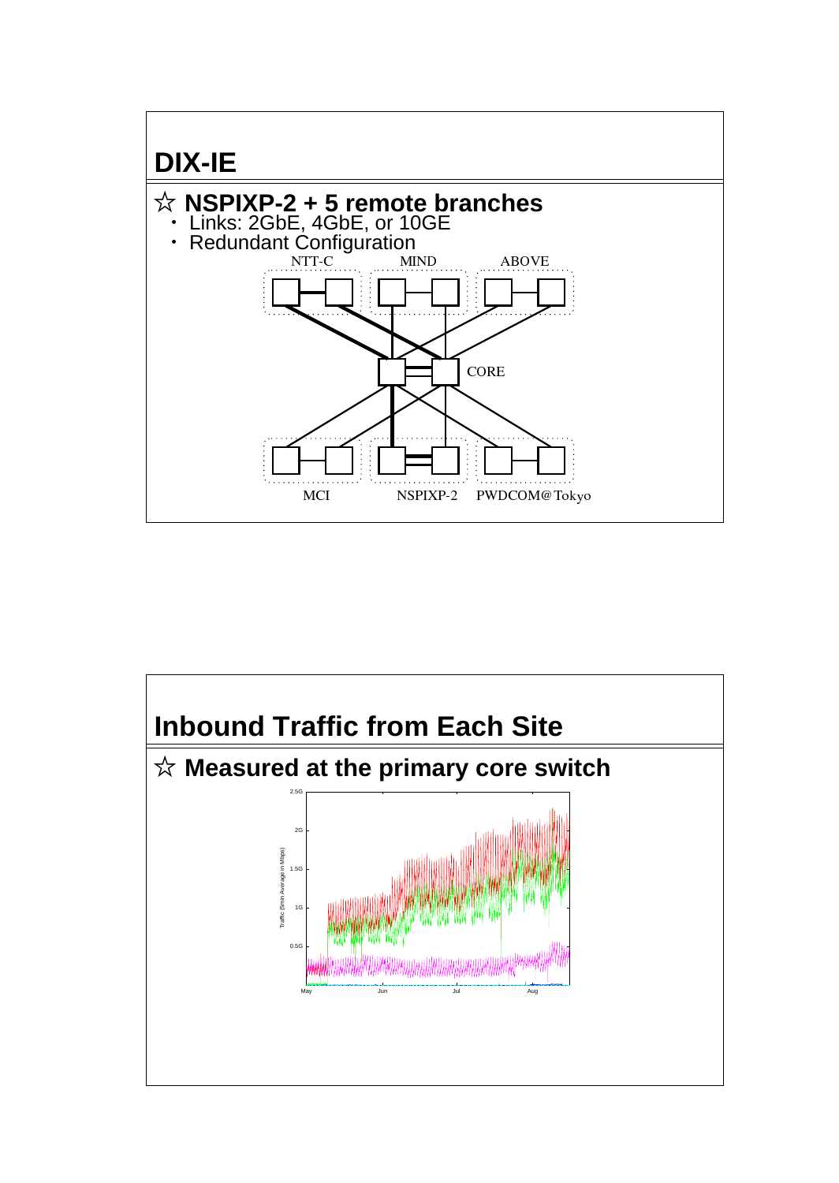# DIX-IE

## ☆ NSPIXP-2 + 5 remote branches

- Links: 2GbE, 4GbE, or 10GE
- Redundant Configuration

NTT-C MIND ABOVE

CORE

MCI NSPIXP-2 PWDCOM@Tokyo

# Inbound Traffic from Each Site

## ☆ Measured at the primary core switch

Traffic (5min Average in Mbps)

2.5G 2G 1.5G 1G 0.5G

May Jun Jul Aug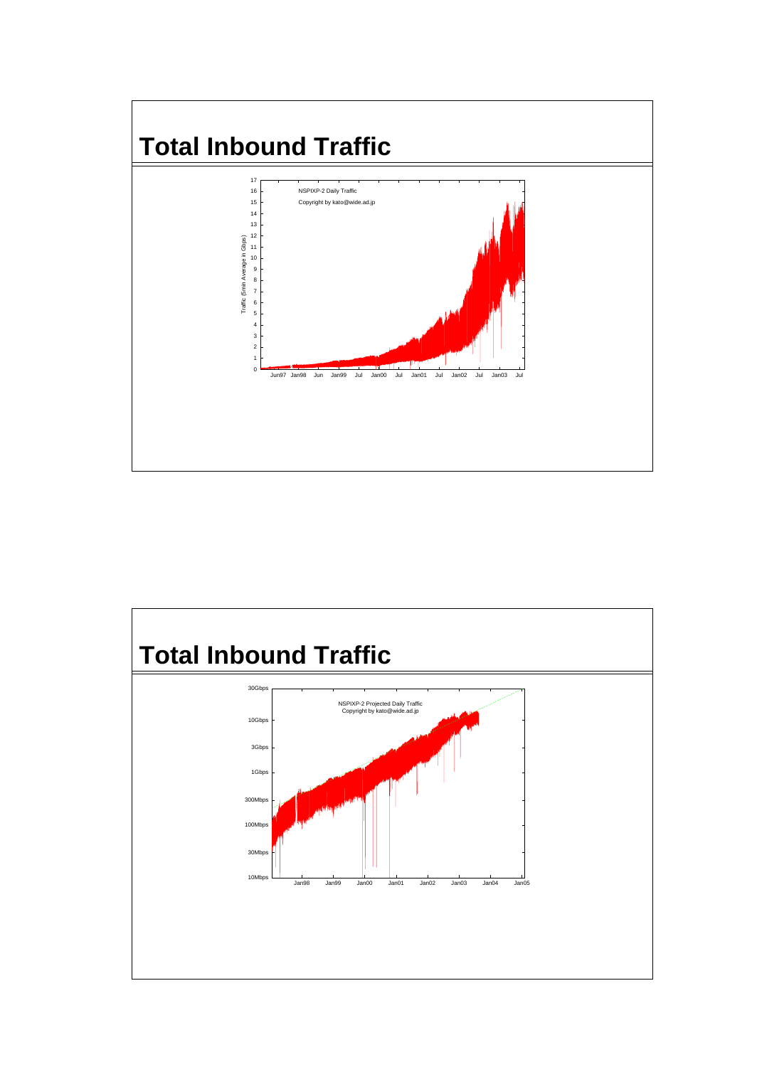# Total Inbound Traffic

# Total Inbound Traffic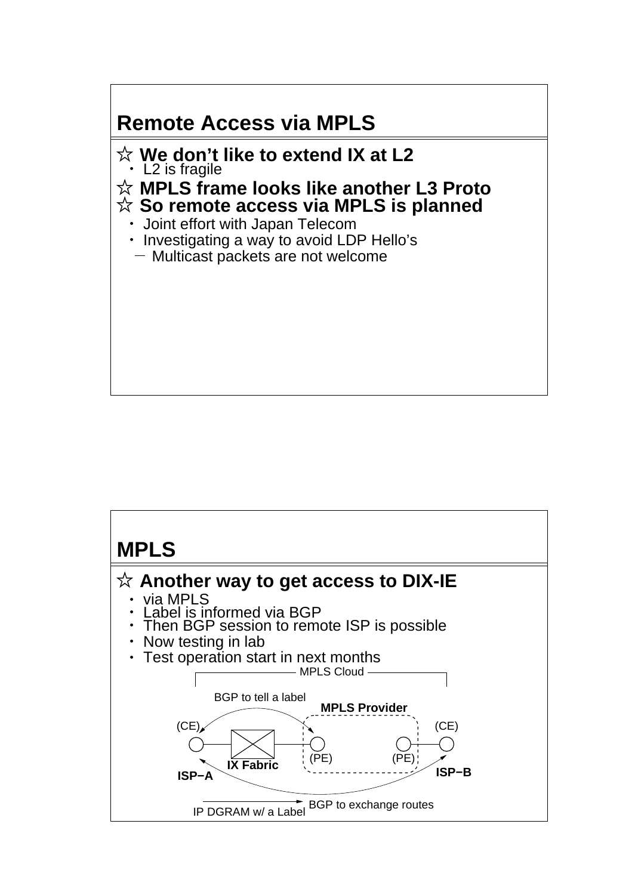## Remote Access via MPLS

☆ **We don't like to extend IX at L2**

・ L2 is fragile

☆ **MPLS frame looks like another L3 Proto**

☆ **So remote access via MPLS is planned**

・ Joint effort with Japan Telecom

・ Investigating a way to avoid LDP Hello's

－ Multicast packets are not welcome

## MPLS

☆ **Another way to get access to DIX-IE**

・ via MPLS

・ Label is informed via BGP

・ Then BGP session to remote ISP is possible

・ Now testing in lab

・ Test operation start in next months

MPLS Cloud

BGP to tell a label

**MPLS Provider**

(CE)

(CE)

(PE)

(PE)

**IX Fabric**

**ISP−A**

**ISP−B**

IP DGRAM w/ a Label

BGP to exchange routes